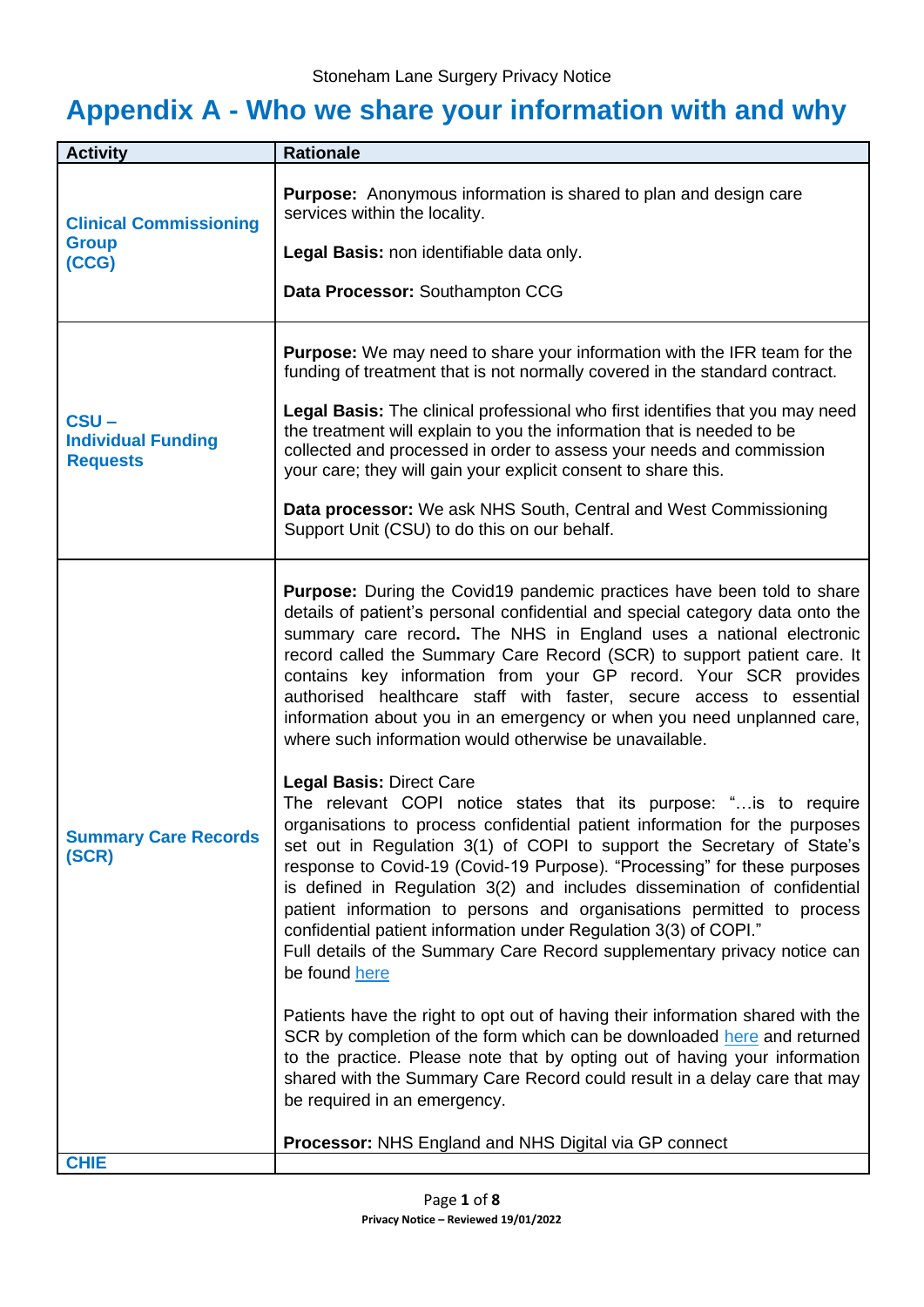# Appendix A - Who we share your information with and why

| Activity | Rationale |
|---|---|
| **Clinical Commissioning Group (CCG)** | **Purpose:** Anonymous information is shared to plan and design care services within the locality.<br><br>**Legal Basis:** non identifiable data only.<br><br>**Data Processor:** Southampton CCG |
| **CSU – Individual Funding Requests** | **Purpose:** We may need to share your information with the IFR team for the funding of treatment that is not normally covered in the standard contract.<br><br>**Legal Basis:** The clinical professional who first identifies that you may need the treatment will explain to you the information that is needed to be collected and processed in order to assess your needs and commission your care; they will gain your explicit consent to share this.<br><br>**Data processor:** We ask NHS South, Central and West Commissioning Support Unit (CSU) to do this on our behalf. |
| **Summary Care Records (SCR)** | **Purpose:** During the Covid19 pandemic practices have been told to share details of patient's personal confidential and special category data onto the summary care record**.** The NHS in England uses a national electronic record called the Summary Care Record (SCR) to support patient care. It contains key information from your GP record. Your SCR provides authorised healthcare staff with faster, secure access to essential information about you in an emergency or when you need unplanned care, where such information would otherwise be unavailable.<br><br>**Legal Basis:** Direct Care<br>The relevant COPI notice states that its purpose: "…is to require organisations to process confidential patient information for the purposes set out in Regulation 3(1) of COPI to support the Secretary of State's response to Covid-19 (Covid-19 Purpose). "Processing" for these purposes is defined in Regulation 3(2) and includes dissemination of confidential patient information to persons and organisations permitted to process confidential patient information under Regulation 3(3) of COPI."<br>Full details of the Summary Care Record supplementary privacy notice can be found here<br><br>Patients have the right to opt out of having their information shared with the SCR by completion of the form which can be downloaded here and returned to the practice. Please note that by opting out of having your information shared with the Summary Care Record could result in a delay care that may be required in an emergency.<br><br>**Processor:** NHS England and NHS Digital via GP connect |
| **CHIE** | |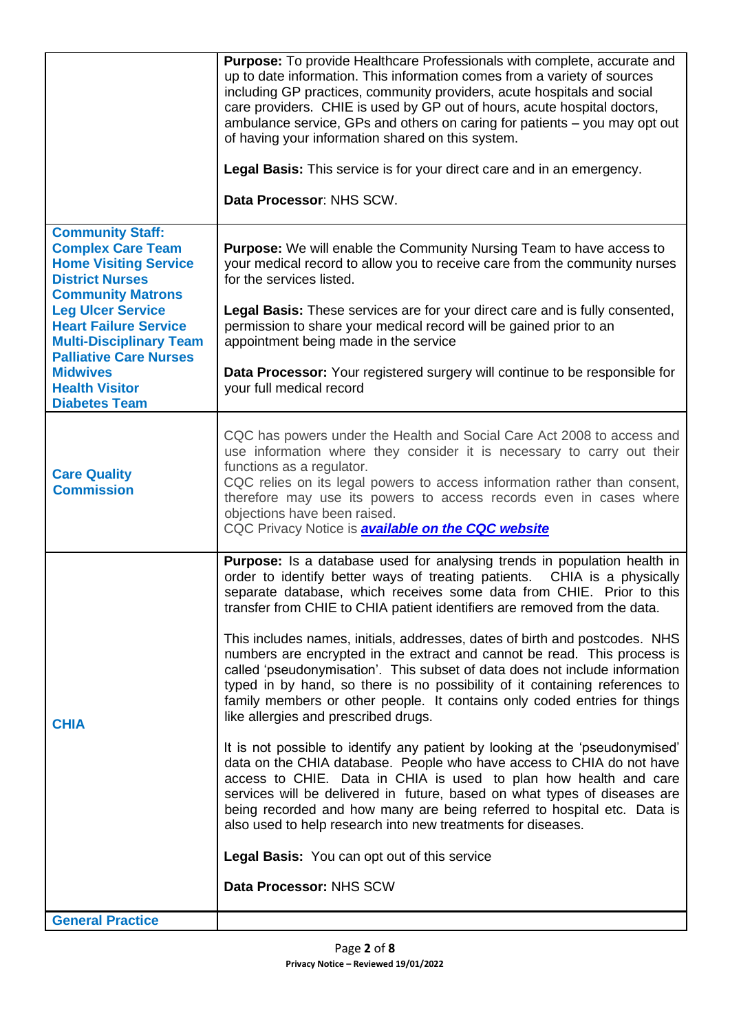| | |
|---|---|
| | **Purpose:** To provide Healthcare Professionals with complete, accurate and up to date information. This information comes from a variety of sources including GP practices, community providers, acute hospitals and social care providers. CHIE is used by GP out of hours, acute hospital doctors, ambulance service, GPs and others on caring for patients – you may opt out of having your information shared on this system.<br><br>**Legal Basis:** This service is for your direct care and in an emergency.<br><br>**Data Processor**: NHS SCW. |
| **Community Staff:**<br>**Complex Care Team**<br>**Home Visiting Service**<br>**District Nurses**<br>**Community Matrons**<br>**Leg Ulcer Service**<br>**Heart Failure Service**<br>**Multi-Disciplinary Team**<br>**Palliative Care Nurses**<br>**Midwives**<br>**Health Visitor**<br>**Diabetes Team** | **Purpose:** We will enable the Community Nursing Team to have access to your medical record to allow you to receive care from the community nurses for the services listed.<br><br>**Legal Basis:** These services are for your direct care and is fully consented, permission to share your medical record will be gained prior to an appointment being made in the service<br><br>**Data Processor:** Your registered surgery will continue to be responsible for your full medical record |
| **Care Quality Commission** | CQC has powers under the Health and Social Care Act 2008 to access and use information where they consider it is necessary to carry out their functions as a regulator.<br>CQC relies on its legal powers to access information rather than consent, therefore may use its powers to access records even in cases where objections have been raised.<br>CQC Privacy Notice is ***available on the CQC website*** |
| **CHIA** | **Purpose:** Is a database used for analysing trends in population health in order to identify better ways of treating patients. CHIA is a physically separate database, which receives some data from CHIE. Prior to this transfer from CHIE to CHIA patient identifiers are removed from the data.<br><br>This includes names, initials, addresses, dates of birth and postcodes. NHS numbers are encrypted in the extract and cannot be read. This process is called 'pseudonymisation'. This subset of data does not include information typed in by hand, so there is no possibility of it containing references to family members or other people. It contains only coded entries for things like allergies and prescribed drugs.<br><br>It is not possible to identify any patient by looking at the 'pseudonymised' data on the CHIA database. People who have access to CHIA do not have access to CHIE. Data in CHIA is used to plan how health and care services will be delivered in future, based on what types of diseases are being recorded and how many are being referred to hospital etc. Data is also used to help research into new treatments for diseases.<br><br>**Legal Basis:** You can opt out of this service<br><br>**Data Processor:** NHS SCW |
| **General Practice** | |

Privacy Notice – Reviewed 19/01/2022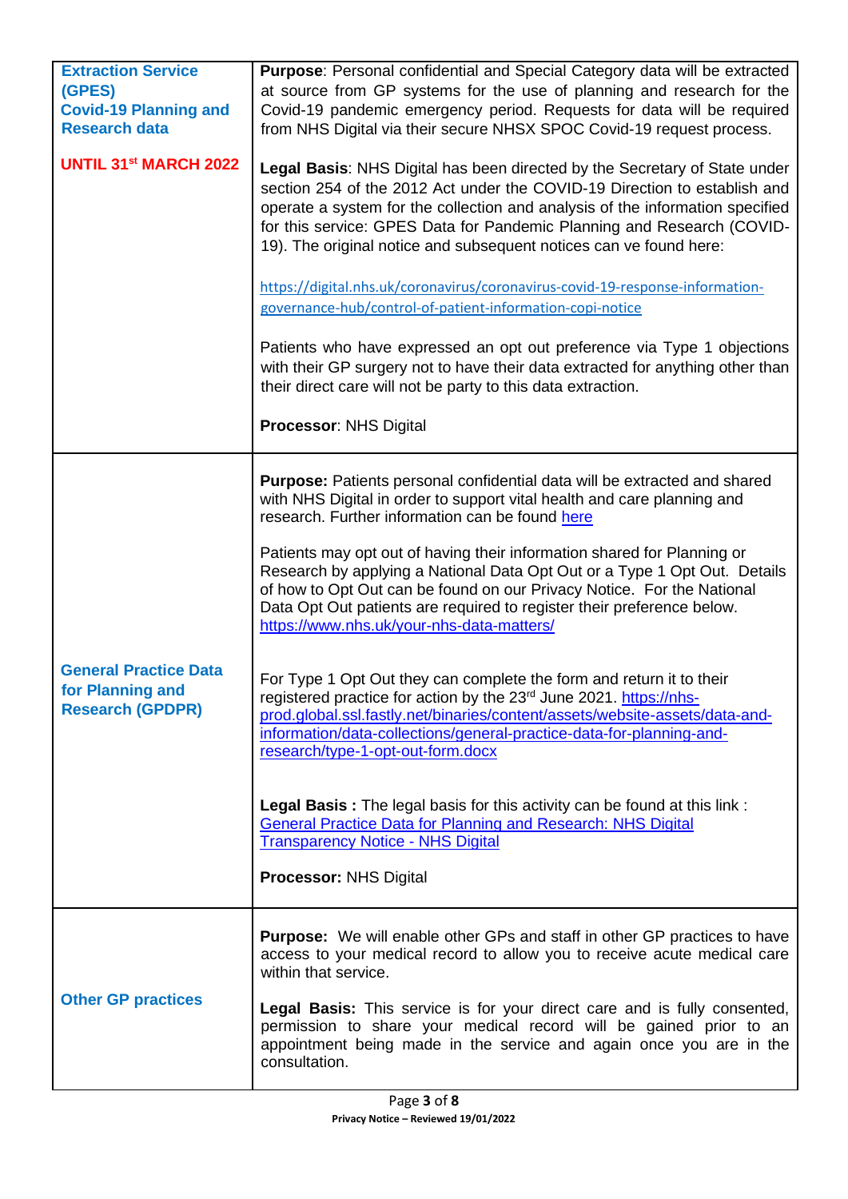| | |
|---|---|
| **Extraction Service (GPES)**<br>**Covid-19 Planning and Research data**<br><br>**UNTIL 31st MARCH 2022** | **Purpose**: Personal confidential and Special Category data will be extracted at source from GP systems for the use of planning and research for the Covid-19 pandemic emergency period. Requests for data will be required from NHS Digital via their secure NHSX SPOC Covid-19 request process.<br><br>**Legal Basis**: NHS Digital has been directed by the Secretary of State under section 254 of the 2012 Act under the COVID-19 Direction to establish and operate a system for the collection and analysis of the information specified for this service: GPES Data for Pandemic Planning and Research (COVID-19). The original notice and subsequent notices can ve found here:<br><br>https://digital.nhs.uk/coronavirus/coronavirus-covid-19-response-information-governance-hub/control-of-patient-information-copi-notice<br><br>Patients who have expressed an opt out preference via Type 1 objections with their GP surgery not to have their data extracted for anything other than their direct care will not be party to this data extraction.<br><br>**Processor**: NHS Digital |
| **General Practice Data for Planning and Research (GPDPR)** | **Purpose:** Patients personal confidential data will be extracted and shared with NHS Digital in order to support vital health and care planning and research. Further information can be found here<br><br>Patients may opt out of having their information shared for Planning or Research by applying a National Data Opt Out or a Type 1 Opt Out. Details of how to Opt Out can be found on our Privacy Notice. For the National Data Opt Out patients are required to register their preference below. https://www.nhs.uk/your-nhs-data-matters/<br><br>For Type 1 Opt Out they can complete the form and return it to their registered practice for action by the 23rd June 2021. https://nhs-prod.global.ssl.fastly.net/binaries/content/assets/website-assets/data-and-information/data-collections/general-practice-data-for-planning-and-research/type-1-opt-out-form.docx<br><br>**Legal Basis :** The legal basis for this activity can be found at this link : General Practice Data for Planning and Research: NHS Digital Transparency Notice - NHS Digital<br><br>**Processor:** NHS Digital |
| **Other GP practices** | **Purpose:** We will enable other GPs and staff in other GP practices to have access to your medical record to allow you to receive acute medical care within that service.<br><br>**Legal Basis:** This service is for your direct care and is fully consented, permission to share your medical record will be gained prior to an appointment being made in the service and again once you are in the consultation. |

Privacy Notice – Reviewed 19/01/2022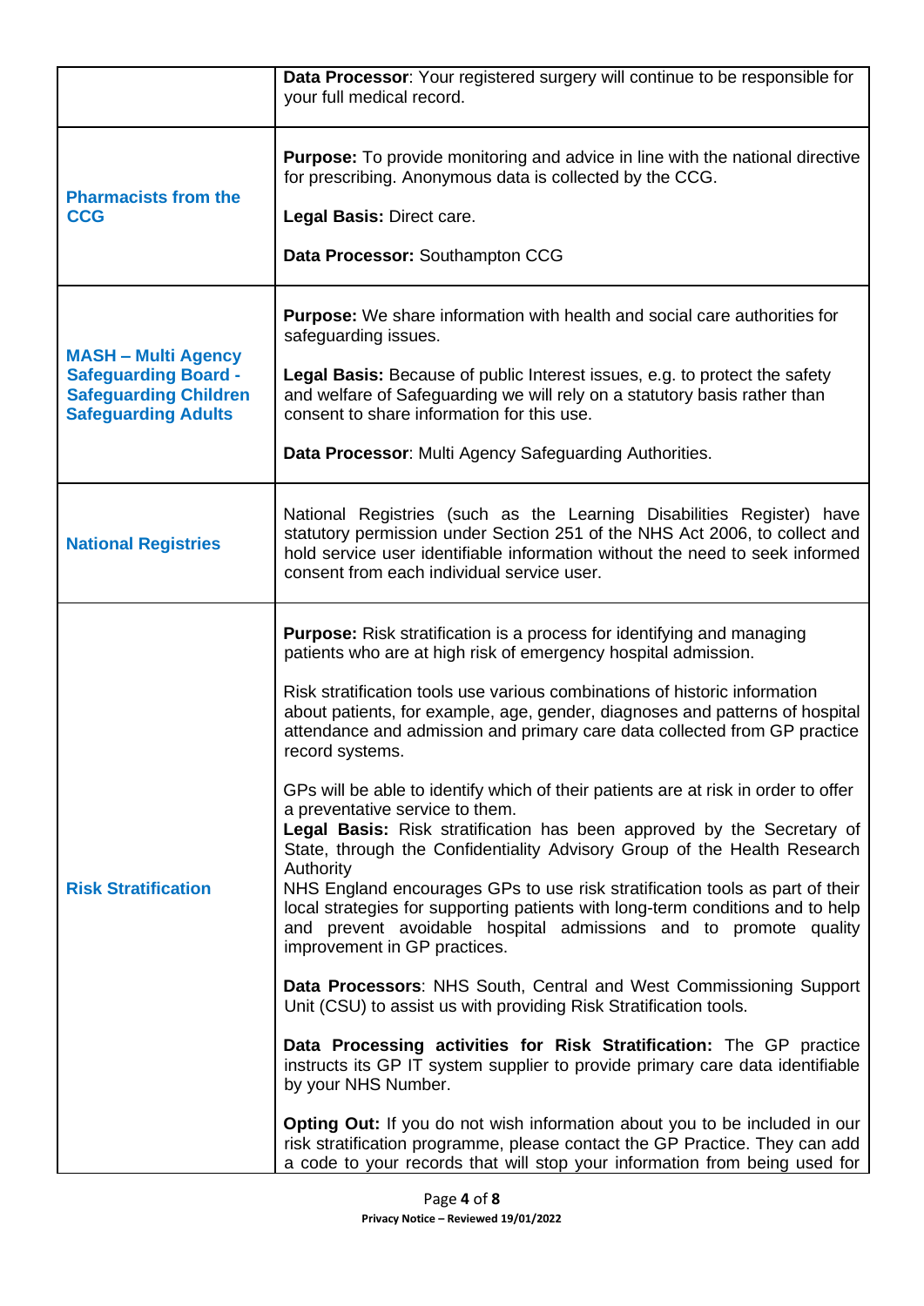| | |
|---|---|
| | **Data Processor**: Your registered surgery will continue to be responsible for your full medical record. |
| **Pharmacists from the CCG** | **Purpose:** To provide monitoring and advice in line with the national directive for prescribing. Anonymous data is collected by the CCG.<br><br>**Legal Basis:** Direct care.<br><br>**Data Processor:** Southampton CCG |
| **MASH – Multi Agency Safeguarding Board - Safeguarding Children Safeguarding Adults** | **Purpose:** We share information with health and social care authorities for safeguarding issues.<br><br>**Legal Basis:** Because of public Interest issues, e.g. to protect the safety and welfare of Safeguarding we will rely on a statutory basis rather than consent to share information for this use.<br><br>**Data Processor**: Multi Agency Safeguarding Authorities. |
| **National Registries** | National Registries (such as the Learning Disabilities Register) have statutory permission under Section 251 of the NHS Act 2006, to collect and hold service user identifiable information without the need to seek informed consent from each individual service user. |
| **Risk Stratification** | **Purpose:** Risk stratification is a process for identifying and managing patients who are at high risk of emergency hospital admission.<br><br>Risk stratification tools use various combinations of historic information about patients, for example, age, gender, diagnoses and patterns of hospital attendance and admission and primary care data collected from GP practice record systems.<br><br>GPs will be able to identify which of their patients are at risk in order to offer a preventative service to them.<br>**Legal Basis:** Risk stratification has been approved by the Secretary of State, through the Confidentiality Advisory Group of the Health Research Authority<br>NHS England encourages GPs to use risk stratification tools as part of their local strategies for supporting patients with long-term conditions and to help and prevent avoidable hospital admissions and to promote quality improvement in GP practices.<br><br>**Data Processors**: NHS South, Central and West Commissioning Support Unit (CSU) to assist us with providing Risk Stratification tools.<br><br>**Data Processing activities for Risk Stratification:** The GP practice instructs its GP IT system supplier to provide primary care data identifiable by your NHS Number.<br><br>**Opting Out:** If you do not wish information about you to be included in our risk stratification programme, please contact the GP Practice. They can add a code to your records that will stop your information from being used for |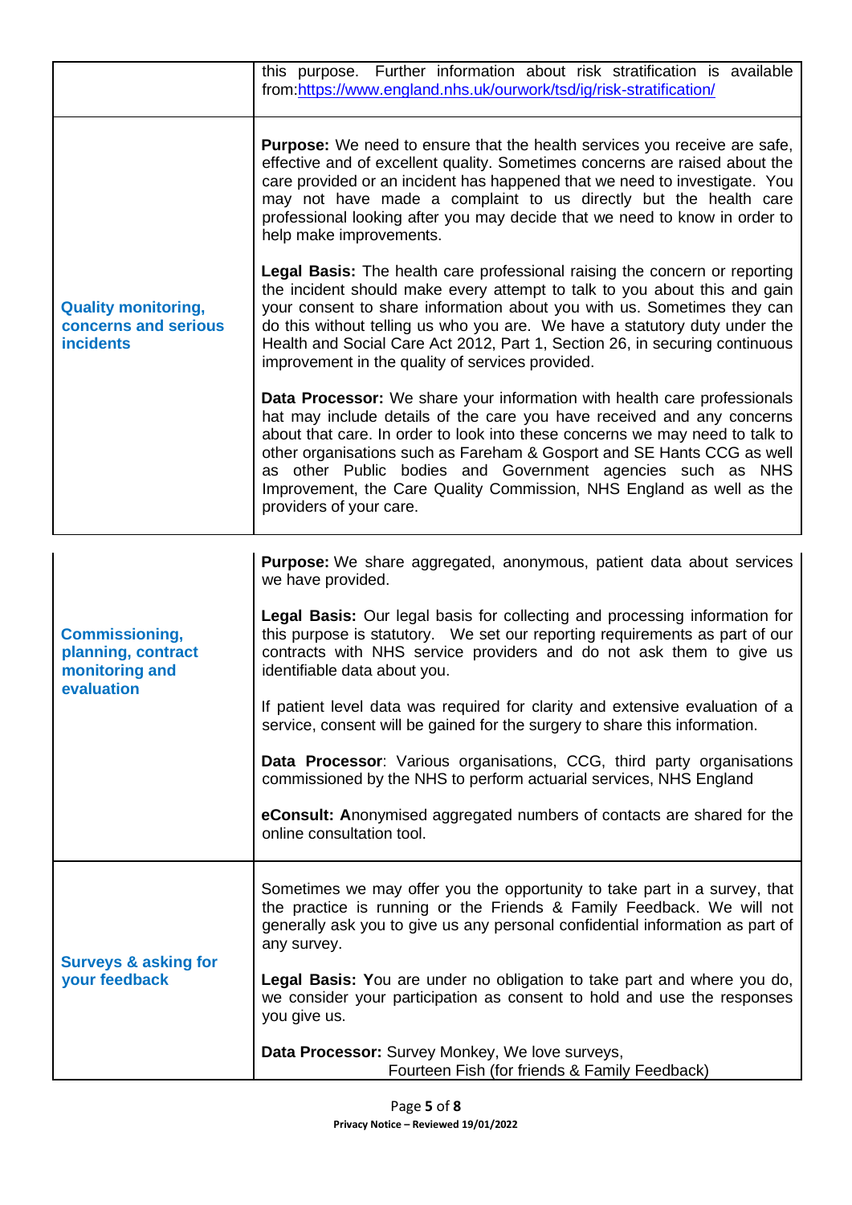| | |
|---|---|
| | this purpose. Further information about risk stratification is available from:[https://www.england.nhs.uk/ourwork/tsd/ig/risk-stratification/](https://www.england.nhs.uk/ourwork/tsd/ig/risk-stratification/) |
| **Quality monitoring, concerns and serious incidents** | **Purpose:** We need to ensure that the health services you receive are safe, effective and of excellent quality. Sometimes concerns are raised about the care provided or an incident has happened that we need to investigate. You may not have made a complaint to us directly but the health care professional looking after you may decide that we need to know in order to help make improvements.<br><br>**Legal Basis:** The health care professional raising the concern or reporting the incident should make every attempt to talk to you about this and gain your consent to share information about you with us. Sometimes they can do this without telling us who you are. We have a statutory duty under the Health and Social Care Act 2012, Part 1, Section 26, in securing continuous improvement in the quality of services provided.<br><br>**Data Processor:** We share your information with health care professionals hat may include details of the care you have received and any concerns about that care. In order to look into these concerns we may need to talk to other organisations such as Fareham & Gosport and SE Hants CCG as well as other Public bodies and Government agencies such as NHS Improvement, the Care Quality Commission, NHS England as well as the providers of your care. |
| **Commissioning, planning, contract monitoring and evaluation** | **Purpose:** We share aggregated, anonymous, patient data about services we have provided.<br><br>**Legal Basis:** Our legal basis for collecting and processing information for this purpose is statutory. We set our reporting requirements as part of our contracts with NHS service providers and do not ask them to give us identifiable data about you.<br><br>If patient level data was required for clarity and extensive evaluation of a service, consent will be gained for the surgery to share this information.<br><br>**Data Processor**: Various organisations, CCG, third party organisations commissioned by the NHS to perform actuarial services, NHS England<br><br>**eConsult: A**nonymised aggregated numbers of contacts are shared for the online consultation tool. |
| **Surveys & asking for your feedback** | Sometimes we may offer you the opportunity to take part in a survey, that the practice is running or the Friends & Family Feedback. We will not generally ask you to give us any personal confidential information as part of any survey.<br><br>**Legal Basis: Y**ou are under no obligation to take part and where you do, we consider your participation as consent to hold and use the responses you give us.<br><br>**Data Processor:** Survey Monkey, We love surveys,<br>Fourteen Fish (for friends & Family Feedback) |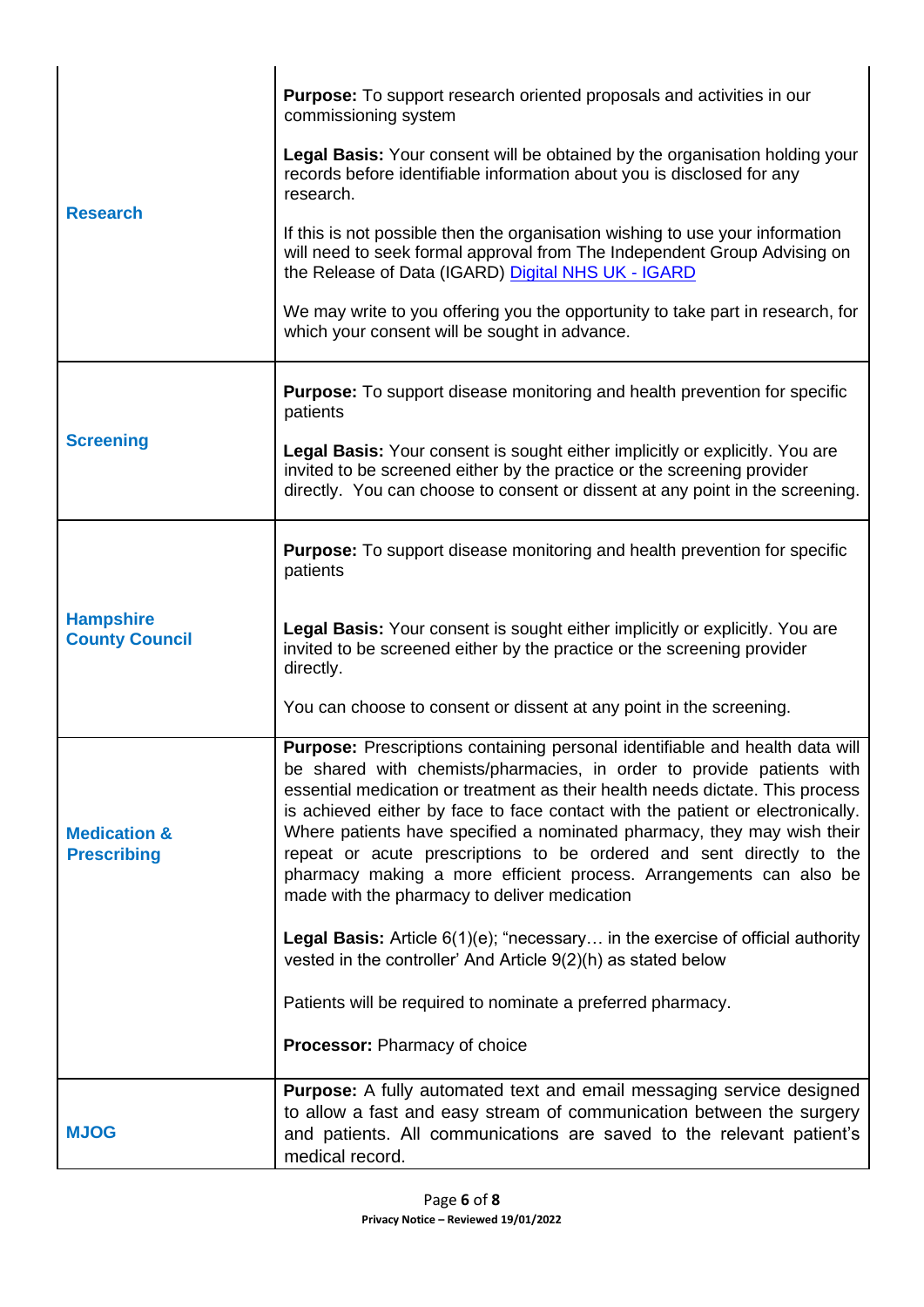| | |
|---|---|
| **Research** | **Purpose:** To support research oriented proposals and activities in our commissioning system<br><br>**Legal Basis:** Your consent will be obtained by the organisation holding your records before identifiable information about you is disclosed for any research.<br><br>If this is not possible then the organisation wishing to use your information will need to seek formal approval from The Independent Group Advising on the Release of Data (IGARD) [Digital NHS UK - IGARD]<br><br>We may write to you offering you the opportunity to take part in research, for which your consent will be sought in advance. |
| **Screening** | **Purpose:** To support disease monitoring and health prevention for specific patients<br><br>**Legal Basis:** Your consent is sought either implicitly or explicitly. You are invited to be screened either by the practice or the screening provider directly. You can choose to consent or dissent at any point in the screening. |
| **Hampshire County Council** | **Purpose:** To support disease monitoring and health prevention for specific patients<br><br>**Legal Basis:** Your consent is sought either implicitly or explicitly. You are invited to be screened either by the practice or the screening provider directly.<br><br>You can choose to consent or dissent at any point in the screening. |
| **Medication & Prescribing** | **Purpose:** Prescriptions containing personal identifiable and health data will be shared with chemists/pharmacies, in order to provide patients with essential medication or treatment as their health needs dictate. This process is achieved either by face to face contact with the patient or electronically. Where patients have specified a nominated pharmacy, they may wish their repeat or acute prescriptions to be ordered and sent directly to the pharmacy making a more efficient process. Arrangements can also be made with the pharmacy to deliver medication<br><br>**Legal Basis:** Article 6(1)(e); "necessary… in the exercise of official authority vested in the controller' And Article 9(2)(h) as stated below<br><br>Patients will be required to nominate a preferred pharmacy.<br><br>**Processor:** Pharmacy of choice |
| **MJOG** | **Purpose:** A fully automated text and email messaging service designed to allow a fast and easy stream of communication between the surgery and patients. All communications are saved to the relevant patient's medical record. |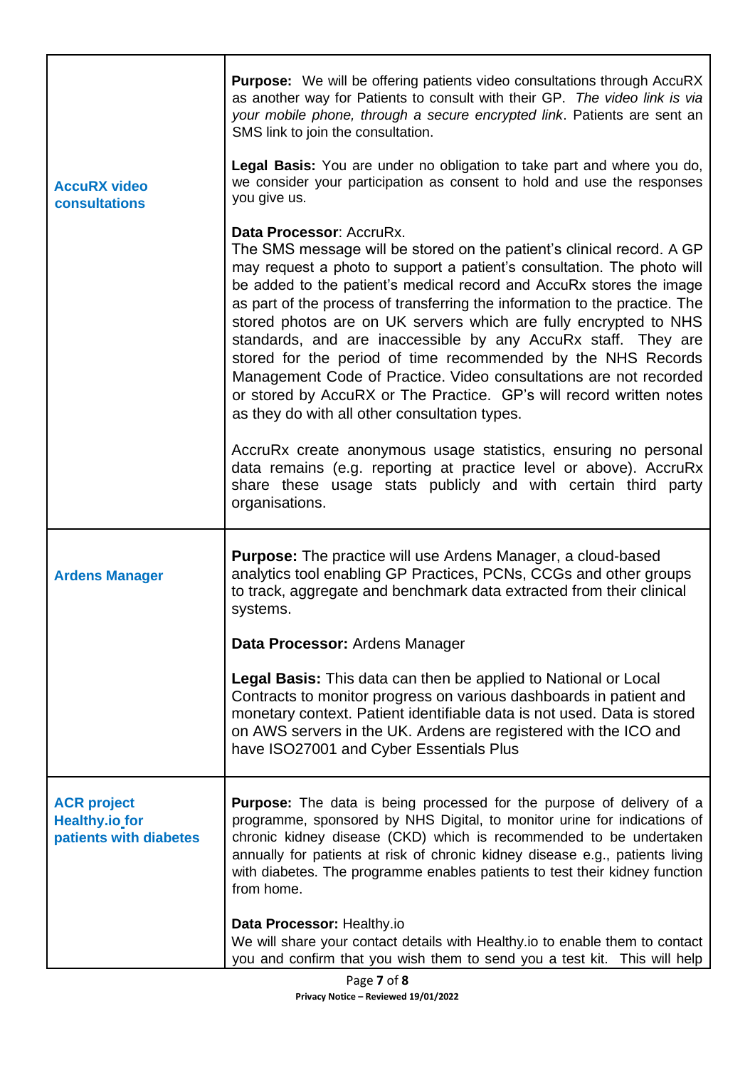| | |
|---|---|
| **AccuRX video consultations** | **Purpose:** We will be offering patients video consultations through AccuRX as another way for Patients to consult with their GP. *The video link is via your mobile phone, through a secure encrypted link*. Patients are sent an SMS link to join the consultation.<br><br>**Legal Basis:** You are under no obligation to take part and where you do, we consider your participation as consent to hold and use the responses you give us.<br><br>**Data Processor**: AccruRx.<br>The SMS message will be stored on the patient's clinical record. A GP may request a photo to support a patient's consultation. The photo will be added to the patient's medical record and AccuRx stores the image as part of the process of transferring the information to the practice. The stored photos are on UK servers which are fully encrypted to NHS standards, and are inaccessible by any AccuRx staff. They are stored for the period of time recommended by the NHS Records Management Code of Practice. Video consultations are not recorded or stored by AccuRX or The Practice. GP's will record written notes as they do with all other consultation types.<br><br>AccruRx create anonymous usage statistics, ensuring no personal data remains (e.g. reporting at practice level or above). AccruRx share these usage stats publicly and with certain third party organisations. |
| **Ardens Manager** | **Purpose:** The practice will use Ardens Manager, a cloud-based analytics tool enabling GP Practices, PCNs, CCGs and other groups to track, aggregate and benchmark data extracted from their clinical systems.<br><br>**Data Processor:** Ardens Manager<br><br>**Legal Basis:** This data can then be applied to National or Local Contracts to monitor progress on various dashboards in patient and monetary context. Patient identifiable data is not used. Data is stored on AWS servers in the UK. Ardens are registered with the ICO and have ISO27001 and Cyber Essentials Plus |
| **ACR project Healthy.io for patients with diabetes** | **Purpose:** The data is being processed for the purpose of delivery of a programme, sponsored by NHS Digital, to monitor urine for indications of chronic kidney disease (CKD) which is recommended to be undertaken annually for patients at risk of chronic kidney disease e.g., patients living with diabetes. The programme enables patients to test their kidney function from home.<br><br>**Data Processor:** Healthy.io<br>We will share your contact details with Healthy.io to enable them to contact you and confirm that you wish them to send you a test kit. This will help |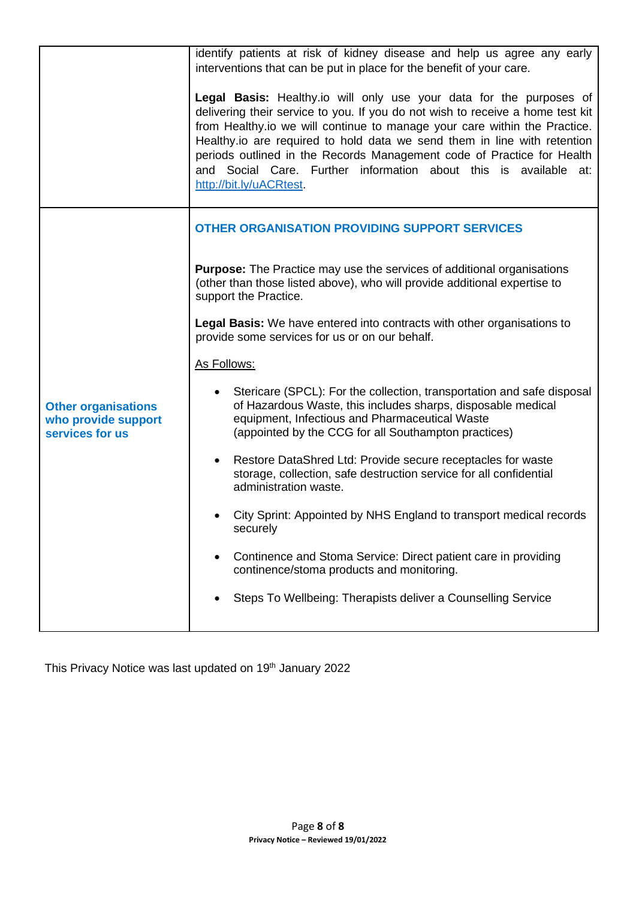| | |
|---|---|
| | identify patients at risk of kidney disease and help us agree any early interventions that can be put in place for the benefit of your care.<br><br>**Legal Basis:** Healthy.io will only use your data for the purposes of delivering their service to you. If you do not wish to receive a home test kit from Healthy.io we will continue to manage your care within the Practice. Healthy.io are required to hold data we send them in line with retention periods outlined in the Records Management code of Practice for Health and Social Care. Further information about this is available at: http://bit.ly/uACRtest. |
| **Other organisations who provide support services for us** | **OTHER ORGANISATION PROVIDING SUPPORT SERVICES**<br><br>**Purpose:** The Practice may use the services of additional organisations (other than those listed above), who will provide additional expertise to support the Practice.<br><br>**Legal Basis:** We have entered into contracts with other organisations to provide some services for us or on our behalf.<br><br>As Follows:<br><br>• Stericare (SPCL): For the collection, transportation and safe disposal of Hazardous Waste, this includes sharps, disposable medical equipment, Infectious and Pharmaceutical Waste (appointed by the CCG for all Southampton practices)<br><br>• Restore DataShred Ltd: Provide secure receptacles for waste storage, collection, safe destruction service for all confidential administration waste.<br><br>• City Sprint: Appointed by NHS England to transport medical records securely<br><br>• Continence and Stoma Service: Direct patient care in providing continence/stoma products and monitoring.<br><br>• Steps To Wellbeing: Therapists deliver a Counselling Service |

This Privacy Notice was last updated on 19th January 2022